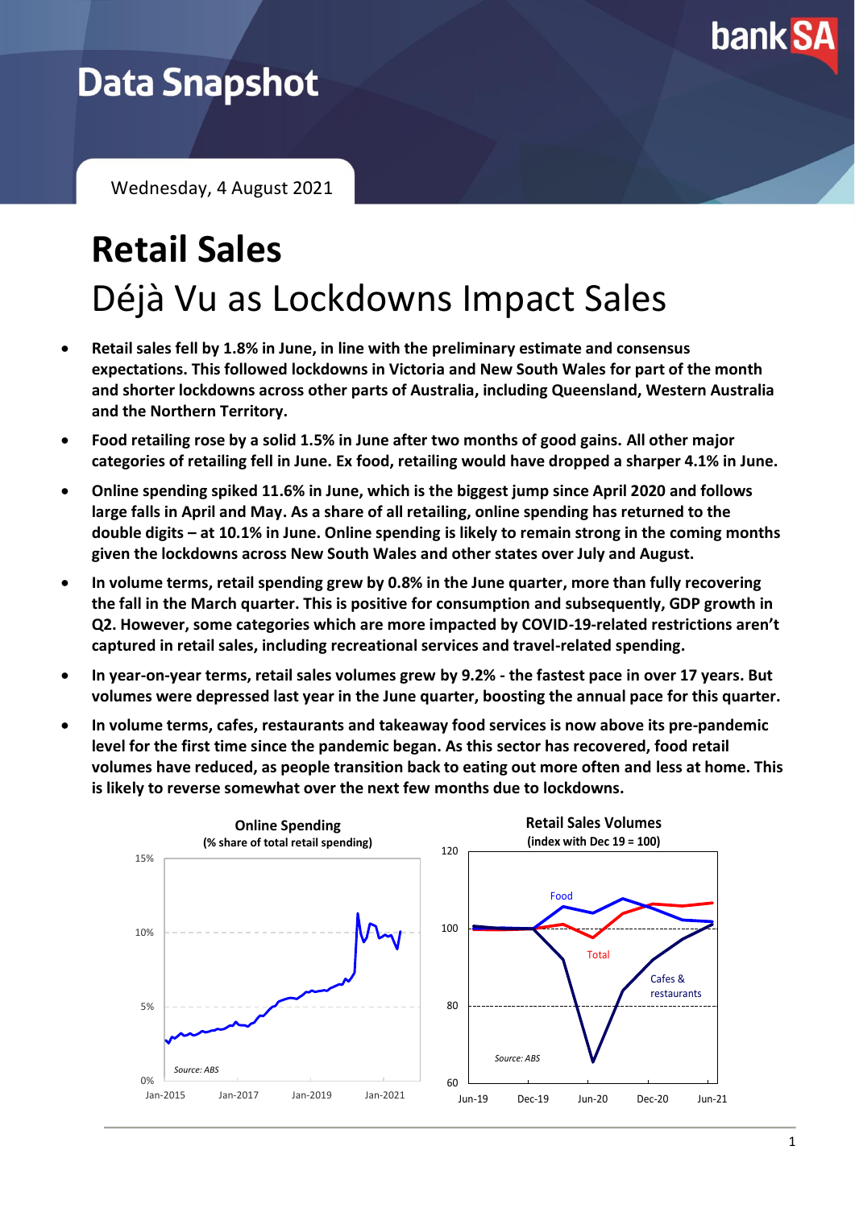# Data Snapshot

Wednesday, 4 August 2021

# Retail Sales

## Déjà Vu as Lockdowns Impact Sales

- **Retail sales fell by 1.8% in June, in line with the preliminary estimate and consensus expectations. This followed lockdowns in Victoria and New South Wales for part of the month and shorter lockdowns across other parts of Australia, including Queensland, Western Australia and the Northern Territory.**
- **Food retailing rose by a solid 1.5% in June after two months of good gains. All other major categories of retailing fell in June. Ex food, retailing would have dropped a sharper 4.1% in June.**
- **Online spending spiked 11.6% in June, which is the biggest jump since April 2020 and follows large falls in April and May. As a share of all retailing, online spending has returned to the double digits – at 10.1% in June. Online spending is likely to remain strong in the coming months given the lockdowns across New South Wales and other states over July and August.**
- **In volume terms, retail spending grew by 0.8% in the June quarter, more than fully recovering the fall in the March quarter. This is positive for consumption and subsequently, GDP growth in Q2. However, some categories which are more impacted by COVID-19-related restrictions aren't captured in retail sales, including recreational services and travel-related spending.**
- **In year-on-year terms, retail sales volumes grew by 9.2% - the fastest pace in over 17 years. But volumes were depressed last year in the June quarter, boosting the annual pace for this quarter.**
- **In volume terms, cafes, restaurants and takeaway food services is now above its pre-pandemic level for the first time since the pandemic began. As this sector has recovered, food retail volumes have reduced, as people transition back to eating out more often and less at home. This is likely to reverse somewhat over the next few months due to lockdowns.**

**Online Spending**
**(% share of total retail spending)**

*Source: ABS*

**Retail Sales Volumes**
**(index with Dec 19 = 100)**

*Source: ABS*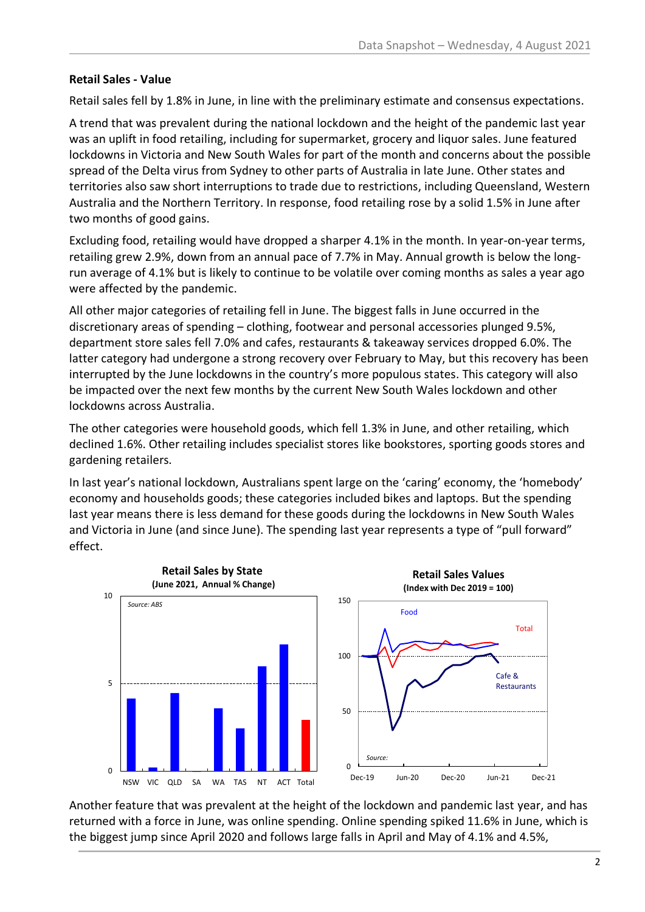**Retail Sales - Value**

Retail sales fell by 1.8% in June, in line with the preliminary estimate and consensus expectations.

A trend that was prevalent during the national lockdown and the height of the pandemic last year was an uplift in food retailing, including for supermarket, grocery and liquor sales. June featured lockdowns in Victoria and New South Wales for part of the month and concerns about the possible spread of the Delta virus from Sydney to other parts of Australia in late June. Other states and territories also saw short interruptions to trade due to restrictions, including Queensland, Western Australia and the Northern Territory. In response, food retailing rose by a solid 1.5% in June after two months of good gains.

Excluding food, retailing would have dropped a sharper 4.1% in the month. In year-on-year terms, retailing grew 2.9%, down from an annual pace of 7.7% in May. Annual growth is below the long-run average of 4.1% but is likely to continue to be volatile over coming months as sales a year ago were affected by the pandemic.

All other major categories of retailing fell in June. The biggest falls in June occurred in the discretionary areas of spending – clothing, footwear and personal accessories plunged 9.5%, department store sales fell 7.0% and cafes, restaurants & takeaway services dropped 6.0%. The latter category had undergone a strong recovery over February to May, but this recovery has been interrupted by the June lockdowns in the country's more populous states. This category will also be impacted over the next few months by the current New South Wales lockdown and other lockdowns across Australia.

The other categories were household goods, which fell 1.3% in June, and other retailing, which declined 1.6%. Other retailing includes specialist stores like bookstores, sporting goods stores and gardening retailers.

In last year's national lockdown, Australians spent large on the 'caring' economy, the 'homebody' economy and households goods; these categories included bikes and laptops. But the spending last year means there is less demand for these goods during the lockdowns in New South Wales and Victoria in June (and since June). The spending last year represents a type of "pull forward" effect.

**Retail Sales by State**
**(June 2021, Annual % Change)**

*Source: ABS*

**Retail Sales Values**
**(Index with Dec 2019 = 100)**

Another feature that was prevalent at the height of the lockdown and pandemic last year, and has returned with a force in June, was online spending. Online spending spiked 11.6% in June, which is the biggest jump since April 2020 and follows large falls in April and May of 4.1% and 4.5%,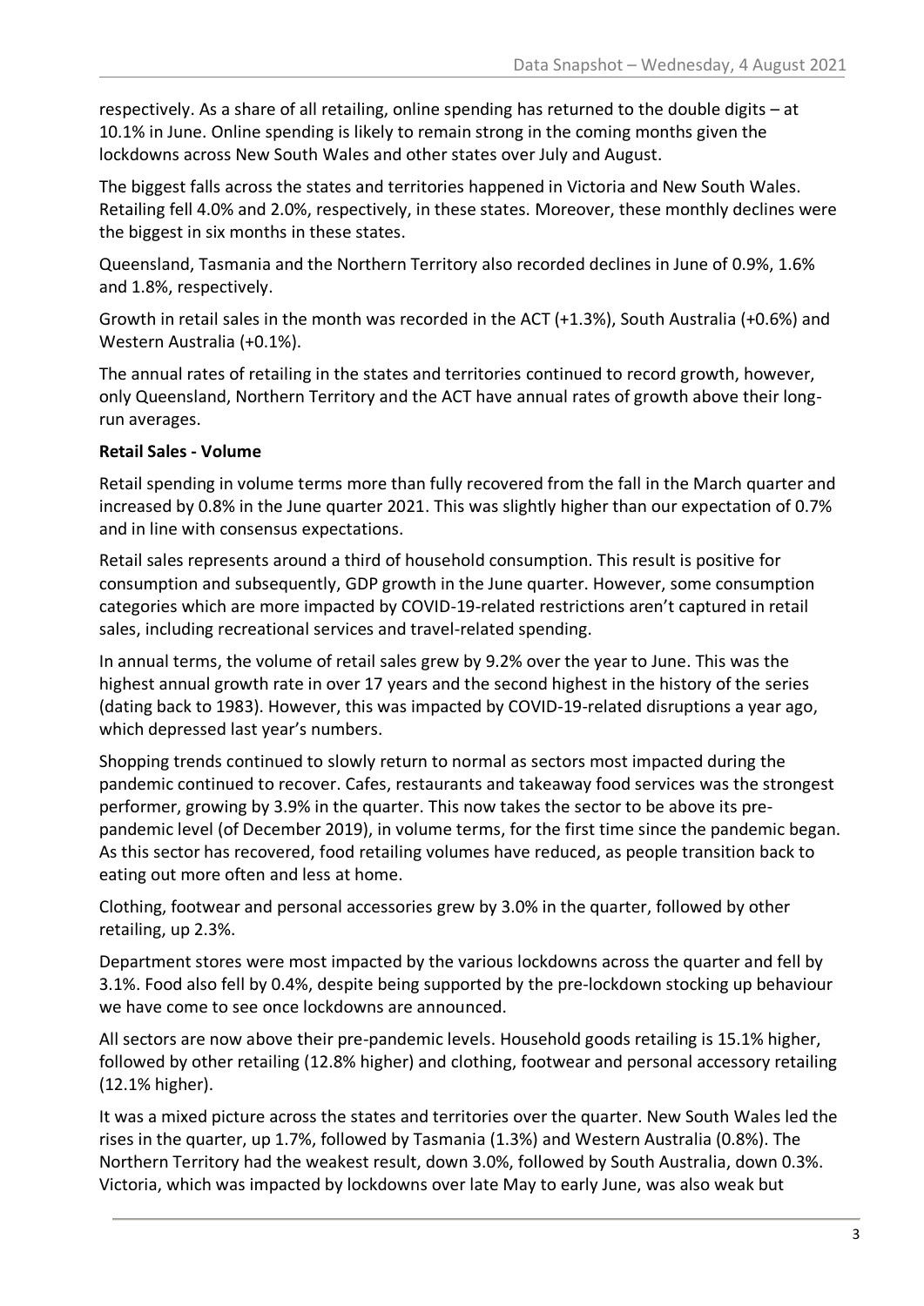respectively. As a share of all retailing, online spending has returned to the double digits – at 10.1% in June. Online spending is likely to remain strong in the coming months given the lockdowns across New South Wales and other states over July and August.

The biggest falls across the states and territories happened in Victoria and New South Wales. Retailing fell 4.0% and 2.0%, respectively, in these states. Moreover, these monthly declines were the biggest in six months in these states.

Queensland, Tasmania and the Northern Territory also recorded declines in June of 0.9%, 1.6% and 1.8%, respectively.

Growth in retail sales in the month was recorded in the ACT (+1.3%), South Australia (+0.6%) and Western Australia (+0.1%).

The annual rates of retailing in the states and territories continued to record growth, however, only Queensland, Northern Territory and the ACT have annual rates of growth above their long-run averages.

**Retail Sales - Volume**

Retail spending in volume terms more than fully recovered from the fall in the March quarter and increased by 0.8% in the June quarter 2021. This was slightly higher than our expectation of 0.7% and in line with consensus expectations.

Retail sales represents around a third of household consumption. This result is positive for consumption and subsequently, GDP growth in the June quarter. However, some consumption categories which are more impacted by COVID-19-related restrictions aren't captured in retail sales, including recreational services and travel-related spending.

In annual terms, the volume of retail sales grew by 9.2% over the year to June. This was the highest annual growth rate in over 17 years and the second highest in the history of the series (dating back to 1983). However, this was impacted by COVID-19-related disruptions a year ago, which depressed last year's numbers.

Shopping trends continued to slowly return to normal as sectors most impacted during the pandemic continued to recover. Cafes, restaurants and takeaway food services was the strongest performer, growing by 3.9% in the quarter. This now takes the sector to be above its pre-pandemic level (of December 2019), in volume terms, for the first time since the pandemic began. As this sector has recovered, food retailing volumes have reduced, as people transition back to eating out more often and less at home.

Clothing, footwear and personal accessories grew by 3.0% in the quarter, followed by other retailing, up 2.3%.

Department stores were most impacted by the various lockdowns across the quarter and fell by 3.1%. Food also fell by 0.4%, despite being supported by the pre-lockdown stocking up behaviour we have come to see once lockdowns are announced.

All sectors are now above their pre-pandemic levels. Household goods retailing is 15.1% higher, followed by other retailing (12.8% higher) and clothing, footwear and personal accessory retailing (12.1% higher).

It was a mixed picture across the states and territories over the quarter. New South Wales led the rises in the quarter, up 1.7%, followed by Tasmania (1.3%) and Western Australia (0.8%). The Northern Territory had the weakest result, down 3.0%, followed by South Australia, down 0.3%. Victoria, which was impacted by lockdowns over late May to early June, was also weak but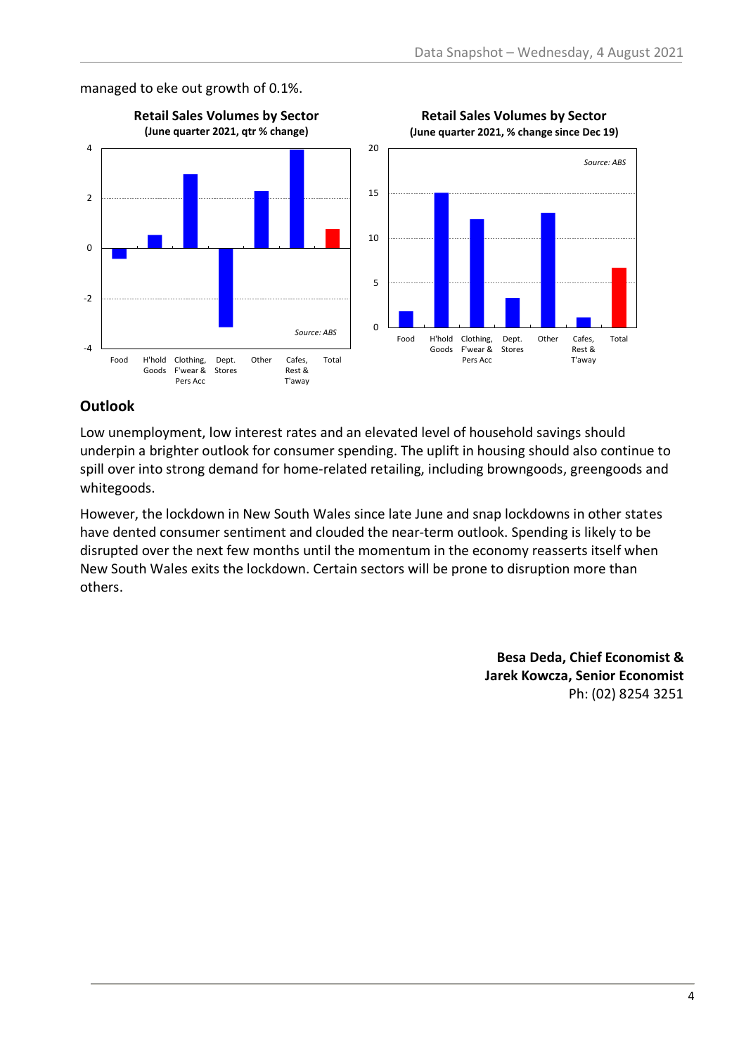managed to eke out growth of 0.1%.

**Retail Sales Volumes by Sector**
**(June quarter 2021, qtr % change)**

Source: ABS

**Retail Sales Volumes by Sector**
**(June quarter 2021, % change since Dec 19)**

Source: ABS

## Outlook

Low unemployment, low interest rates and an elevated level of household savings should underpin a brighter outlook for consumer spending. The uplift in housing should also continue to spill over into strong demand for home-related retailing, including browngoods, greengoods and whitegoods.

However, the lockdown in New South Wales since late June and snap lockdowns in other states have dented consumer sentiment and clouded the near-term outlook. Spending is likely to be disrupted over the next few months until the momentum in the economy reasserts itself when New South Wales exits the lockdown. Certain sectors will be prone to disruption more than others.

**Besa Deda, Chief Economist &**
**Jarek Kowcza, Senior Economist**
Ph: (02) 8254 3251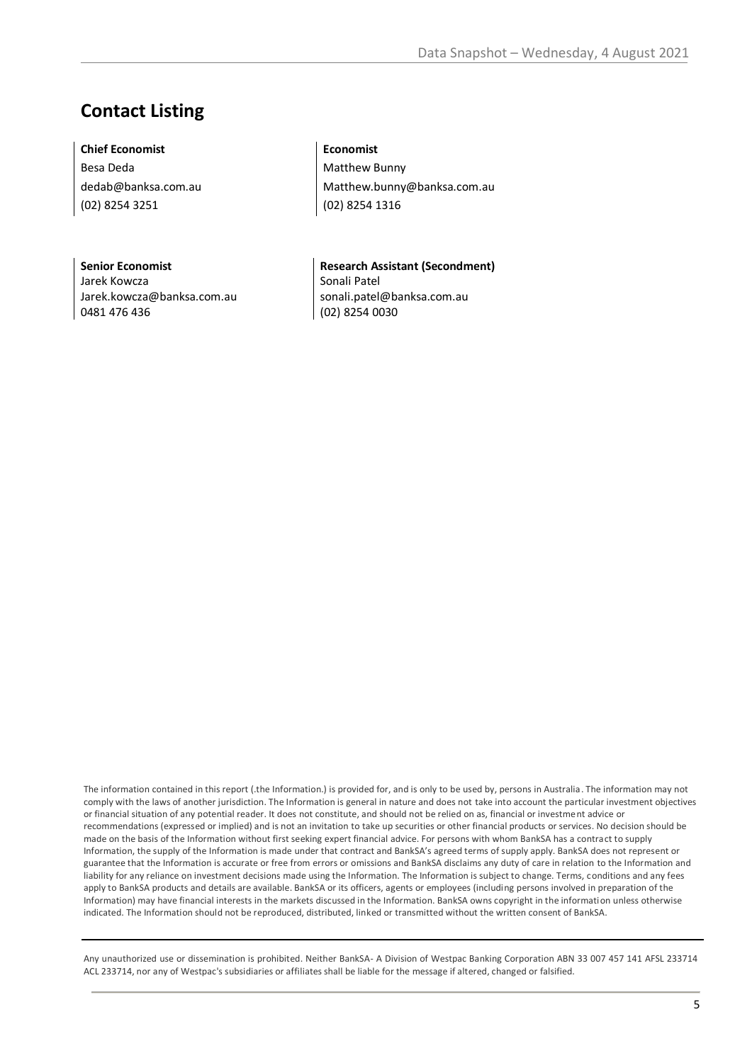## Contact Listing

**Chief Economist**
Besa Deda
dedab@banksa.com.au
(02) 8254 3251

**Economist**
Matthew Bunny
Matthew.bunny@banksa.com.au
(02) 8254 1316

**Senior Economist**
Jarek Kowcza
Jarek.kowcza@banksa.com.au
0481 476 436

**Research Assistant (Secondment)**
Sonali Patel
sonali.patel@banksa.com.au
(02) 8254 0030

The information contained in this report (.the Information.) is provided for, and is only to be used by, persons in Australia. The information may not comply with the laws of another jurisdiction. The Information is general in nature and does not take into account the particular investment objectives or financial situation of any potential reader. It does not constitute, and should not be relied on as, financial or investment advice or recommendations (expressed or implied) and is not an invitation to take up securities or other financial products or services. No decision should be made on the basis of the Information without first seeking expert financial advice. For persons with whom BankSA has a contract to supply Information, the supply of the Information is made under that contract and BankSA's agreed terms of supply apply. BankSA does not represent or guarantee that the Information is accurate or free from errors or omissions and BankSA disclaims any duty of care in relation to the Information and liability for any reliance on investment decisions made using the Information. The Information is subject to change. Terms, conditions and any fees apply to BankSA products and details are available. BankSA or its officers, agents or employees (including persons involved in preparation of the Information) may have financial interests in the markets discussed in the Information. BankSA owns copyright in the information unless otherwise indicated. The Information should not be reproduced, distributed, linked or transmitted without the written consent of BankSA.

Any unauthorized use or dissemination is prohibited. Neither BankSA- A Division of Westpac Banking Corporation ABN 33 007 457 141 AFSL 233714 ACL 233714, nor any of Westpac's subsidiaries or affiliates shall be liable for the message if altered, changed or falsified.